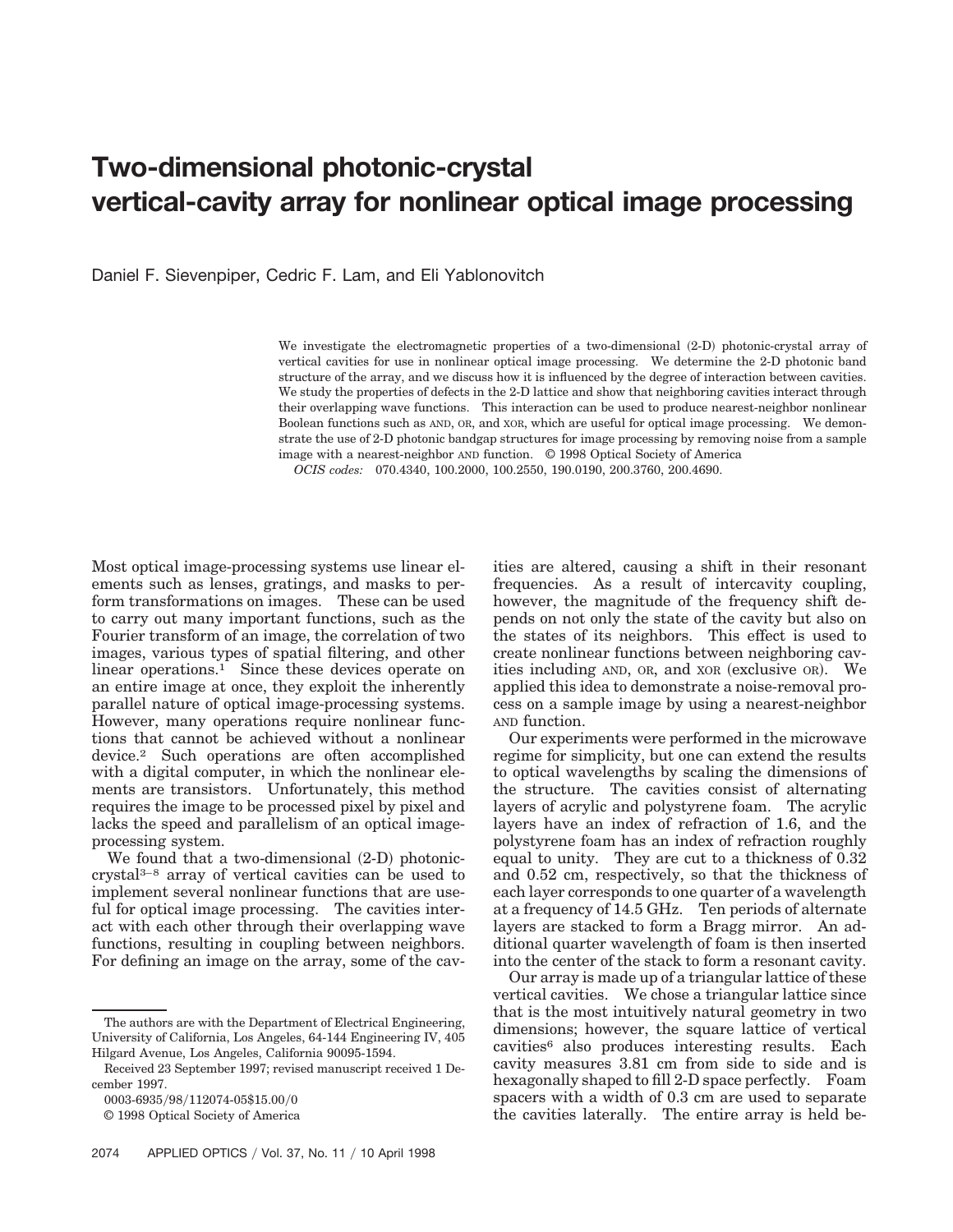# Two-dimensional photonic-crystal vertical-cavity array for nonlinear optical image processing

Daniel F. Sievenpiper, Cedric F. Lam, and Eli Yablonovitch

We investigate the electromagnetic properties of a two-dimensional (2-D) photonic-crystal array of vertical cavities for use in nonlinear optical image processing. We determine the 2-D photonic band structure of the array, and we discuss how it is influenced by the degree of interaction between cavities. We study the properties of defects in the 2-D lattice and show that neighboring cavities interact through their overlapping wave functions. This interaction can be used to produce nearest-neighbor nonlinear Boolean functions such as AND, OR, and XOR, which are useful for optical image processing. We demonstrate the use of 2-D photonic bandgap structures for image processing by removing noise from a sample image with a nearest-neighbor AND function. © 1998 Optical Society of America

*OCIS codes:* 070.4340, 100.2000, 100.2550, 190.0190, 200.3760, 200.4690.

Most optical image-processing systems use linear elements such as lenses, gratings, and masks to perform transformations on images. These can be used to carry out many important functions, such as the Fourier transform of an image, the correlation of two images, various types of spatial filtering, and other linear operations.[1] Since these devices operate on an entire image at once, they exploit the inherently parallel nature of optical image-processing systems. However, many operations require nonlinear functions that cannot be achieved without a nonlinear device.[2] Such operations are often accomplished with a digital computer, in which the nonlinear elements are transistors. Unfortunately, this method requires the image to be processed pixel by pixel and lacks the speed and parallelism of an optical image-processing system.

We found that a two-dimensional (2-D) photonic-crystal[3–8] array of vertical cavities can be used to implement several nonlinear functions that are useful for optical image processing. The cavities interact with each other through their overlapping wave functions, resulting in coupling between neighbors. For defining an image on the array, some of the cavities are altered, causing a shift in their resonant frequencies. As a result of intercavity coupling, however, the magnitude of the frequency shift depends on not only the state of the cavity but also on the states of its neighbors. This effect is used to create nonlinear functions between neighboring cavities including AND, OR, and XOR (exclusive OR). We applied this idea to demonstrate a noise-removal process on a sample image by using a nearest-neighbor AND function.

Our experiments were performed in the microwave regime for simplicity, but one can extend the results to optical wavelengths by scaling the dimensions of the structure. The cavities consist of alternating layers of acrylic and polystyrene foam. The acrylic layers have an index of refraction of 1.6, and the polystyrene foam has an index of refraction roughly equal to unity. They are cut to a thickness of 0.32 and 0.52 cm, respectively, so that the thickness of each layer corresponds to one quarter of a wavelength at a frequency of 14.5 GHz. Ten periods of alternate layers are stacked to form a Bragg mirror. An additional quarter wavelength of foam is then inserted into the center of the stack to form a resonant cavity.

Our array is made up of a triangular lattice of these vertical cavities. We chose a triangular lattice since that is the most intuitively natural geometry in two dimensions; however, the square lattice of vertical cavities[6] also produces interesting results. Each cavity measures 3.81 cm from side to side and is hexagonally shaped to fill 2-D space perfectly. Foam spacers with a width of 0.3 cm are used to separate the cavities laterally. The entire array is held be-

The authors are with the Department of Electrical Engineering, University of California, Los Angeles, 64-144 Engineering IV, 405 Hilgard Avenue, Los Angeles, California 90095-1594.

Received 23 September 1997; revised manuscript received 1 December 1997.

0003-6935/98/112074-05$15.00/0

© 1998 Optical Society of America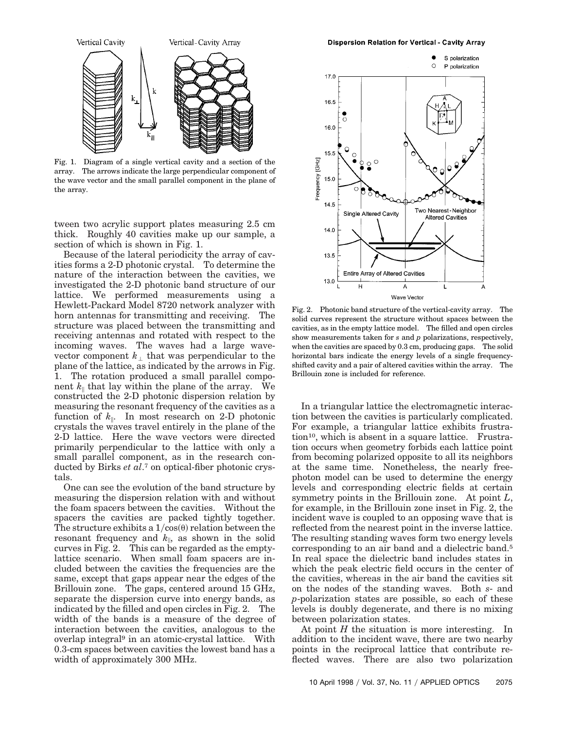Fig. 1. Diagram of a single vertical cavity and a section of the array. The arrows indicate the large perpendicular component of the wave vector and the small parallel component in the plane of the array.

tween two acrylic support plates measuring 2.5 cm thick. Roughly 40 cavities make up our sample, a section of which is shown in Fig. 1.

Because of the lateral periodicity the array of cavities forms a 2-D photonic crystal. To determine the nature of the interaction between the cavities, we investigated the 2-D photonic band structure of our lattice. We performed measurements using a Hewlett-Packard Model 8720 network analyzer with horn antennas for transmitting and receiving. The structure was placed between the transmitting and receiving antennas and rotated with respect to the incoming waves. The waves had a large wave-vector component $k_{\perp}$ that was perpendicular to the plane of the lattice, as indicated by the arrows in Fig. 1. The rotation produced a small parallel component $k_{\|}$ that lay within the plane of the array. We constructed the 2-D photonic dispersion relation by measuring the resonant frequency of the cavities as a function of $k_{\|}$. In most research on 2-D photonic crystals the waves travel entirely in the plane of the 2-D lattice. Here the wave vectors were directed primarily perpendicular to the lattice with only a small parallel component, as in the research conducted by Birks *et al*.[7] on optical-fiber photonic crystals.

One can see the evolution of the band structure by measuring the dispersion relation with and without the foam spacers between the cavities. Without the spacers the cavities are packed tightly together. The structure exhibits a $1/\cos(\theta)$ relation between the resonant frequency and $k_{\|}$, as shown in the solid curves in Fig. 2. This can be regarded as the empty-lattice scenario. When small foam spacers are included between the cavities the frequencies are the same, except that gaps appear near the edges of the Brillouin zone. The gaps, centered around 15 GHz, separate the dispersion curve into energy bands, as indicated by the filled and open circles in Fig. 2. The width of the bands is a measure of the degree of interaction between the cavities, analogous to the overlap integral[9] in an atomic-crystal lattice. With 0.3-cm spaces between cavities the lowest band has a width of approximately 300 MHz.

Fig. 2. Photonic band structure of the vertical-cavity array. The solid curves represent the structure without spaces between the cavities, as in the empty lattice model. The filled and open circles show measurements taken for *s* and *p* polarizations, respectively, when the cavities are spaced by 0.3 cm, producing gaps. The solid horizontal bars indicate the energy levels of a single frequency-shifted cavity and a pair of altered cavities within the array. The Brillouin zone is included for reference.

In a triangular lattice the electromagnetic interaction between the cavities is particularly complicated. For example, a triangular lattice exhibits frustration[10], which is absent in a square lattice. Frustration occurs when geometry forbids each lattice point from becoming polarized opposite to all its neighbors at the same time. Nonetheless, the nearly free-photon model can be used to determine the energy levels and corresponding electric fields at certain symmetry points in the Brillouin zone. At point $L$, for example, in the Brillouin zone inset in Fig. 2, the incident wave is coupled to an opposing wave that is reflected from the nearest point in the inverse lattice. The resulting standing waves form two energy levels corresponding to an air band and a dielectric band.[5] In real space the dielectric band includes states in which the peak electric field occurs in the center of the cavities, whereas in the air band the cavities sit on the nodes of the standing waves. Both *s*- and *p*-polarization states are possible, so each of these levels is doubly degenerate, and there is no mixing between polarization states.

At point $H$ the situation is more interesting. In addition to the incident wave, there are two nearby points in the reciprocal lattice that contribute reflected waves. There are also two polarization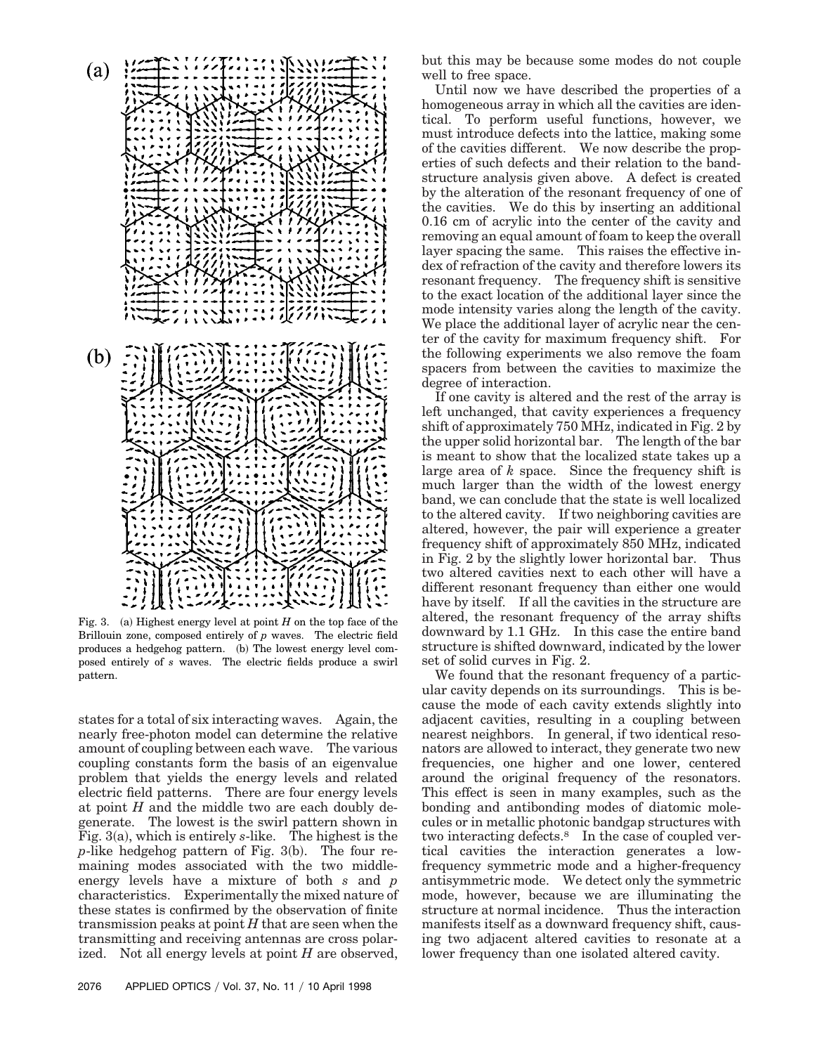Fig. 3. (a) Highest energy level at point $H$ on the top face of the Brillouin zone, composed entirely of $p$ waves. The electric field produces a hedgehog pattern. (b) The lowest energy level composed entirely of $s$ waves. The electric fields produce a swirl pattern.

states for a total of six interacting waves. Again, the nearly free-photon model can determine the relative amount of coupling between each wave. The various coupling constants form the basis of an eigenvalue problem that yields the energy levels and related electric field patterns. There are four energy levels at point $H$ and the middle two are each doubly degenerate. The lowest is the swirl pattern shown in Fig. 3(a), which is entirely $s$-like. The highest is the $p$-like hedgehog pattern of Fig. 3(b). The four remaining modes associated with the two middle-energy levels have a mixture of both $s$ and $p$ characteristics. Experimentally the mixed nature of these states is confirmed by the observation of finite transmission peaks at point $H$ that are seen when the transmitting and receiving antennas are cross polarized. Not all energy levels at point $H$ are observed, but this may be because some modes do not couple well to free space.

Until now we have described the properties of a homogeneous array in which all the cavities are identical. To perform useful functions, however, we must introduce defects into the lattice, making some of the cavities different. We now describe the properties of such defects and their relation to the band-structure analysis given above. A defect is created by the alteration of the resonant frequency of one of the cavities. We do this by inserting an additional 0.16 cm of acrylic into the center of the cavity and removing an equal amount of foam to keep the overall layer spacing the same. This raises the effective index of refraction of the cavity and therefore lowers its resonant frequency. The frequency shift is sensitive to the exact location of the additional layer since the mode intensity varies along the length of the cavity. We place the additional layer of acrylic near the center of the cavity for maximum frequency shift. For the following experiments we also remove the foam spacers from between the cavities to maximize the degree of interaction.

If one cavity is altered and the rest of the array is left unchanged, that cavity experiences a frequency shift of approximately 750 MHz, indicated in Fig. 2 by the upper solid horizontal bar. The length of the bar is meant to show that the localized state takes up a large area of $k$ space. Since the frequency shift is much larger than the width of the lowest energy band, we can conclude that the state is well localized to the altered cavity. If two neighboring cavities are altered, however, the pair will experience a greater frequency shift of approximately 850 MHz, indicated in Fig. 2 by the slightly lower horizontal bar. Thus two altered cavities next to each other will have a different resonant frequency than either one would have by itself. If all the cavities in the structure are altered, the resonant frequency of the array shifts downward by 1.1 GHz. In this case the entire band structure is shifted downward, indicated by the lower set of solid curves in Fig. 2.

We found that the resonant frequency of a particular cavity depends on its surroundings. This is because the mode of each cavity extends slightly into adjacent cavities, resulting in a coupling between nearest neighbors. In general, if two identical resonators are allowed to interact, they generate two new frequencies, one higher and one lower, centered around the original frequency of the resonators. This effect is seen in many examples, such as the bonding and antibonding modes of diatomic molecules or in metallic photonic bandgap structures with two interacting defects.[8] In the case of coupled vertical cavities the interaction generates a low-frequency symmetric mode and a higher-frequency antisymmetric mode. We detect only the symmetric mode, however, because we are illuminating the structure at normal incidence. Thus the interaction manifests itself as a downward frequency shift, causing two adjacent altered cavities to resonate at a lower frequency than one isolated altered cavity.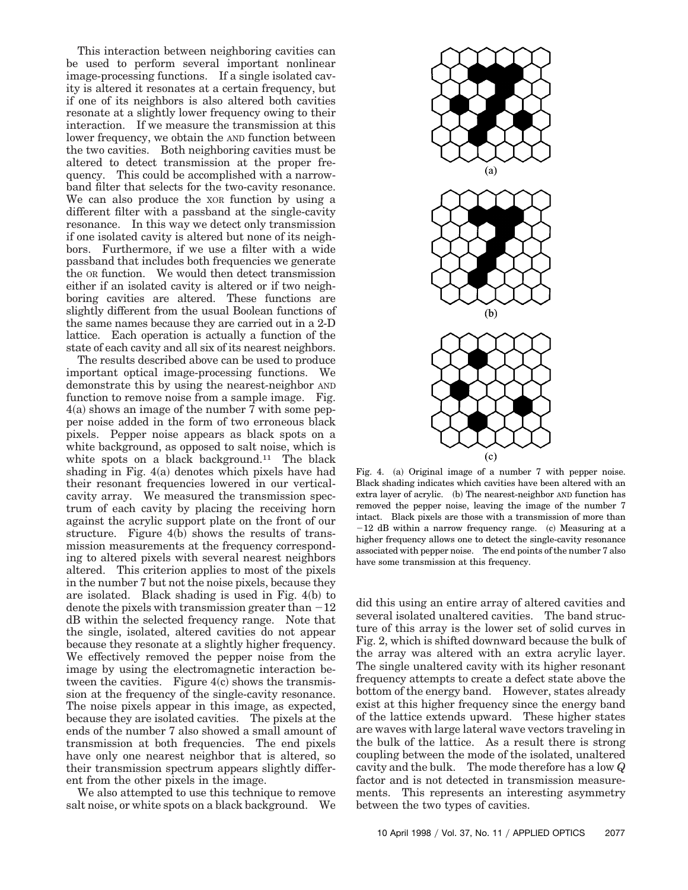This interaction between neighboring cavities can be used to perform several important nonlinear image-processing functions. If a single isolated cavity is altered it resonates at a certain frequency, but if one of its neighbors is also altered both cavities resonate at a slightly lower frequency owing to their interaction. If we measure the transmission at this lower frequency, we obtain the AND function between the two cavities. Both neighboring cavities must be altered to detect transmission at the proper frequency. This could be accomplished with a narrowband filter that selects for the two-cavity resonance. We can also produce the XOR function by using a different filter with a passband at the single-cavity resonance. In this way we detect only transmission if one isolated cavity is altered but none of its neighbors. Furthermore, if we use a filter with a wide passband that includes both frequencies we generate the OR function. We would then detect transmission either if an isolated cavity is altered or if two neighboring cavities are altered. These functions are slightly different from the usual Boolean functions of the same names because they are carried out in a 2-D lattice. Each operation is actually a function of the state of each cavity and all six of its nearest neighbors.

The results described above can be used to produce important optical image-processing functions. We demonstrate this by using the nearest-neighbor AND function to remove noise from a sample image. Fig. 4(a) shows an image of the number 7 with some pepper noise added in the form of two erroneous black pixels. Pepper noise appears as black spots on a white background, as opposed to salt noise, which is white spots on a black background.[11] The black shading in Fig. 4(a) denotes which pixels have had their resonant frequencies lowered in our vertical-cavity array. We measured the transmission spectrum of each cavity by placing the receiving horn against the acrylic support plate on the front of our structure. Figure 4(b) shows the results of transmission measurements at the frequency corresponding to altered pixels with several nearest neighbors altered. This criterion applies to most of the pixels in the number 7 but not the noise pixels, because they are isolated. Black shading is used in Fig. 4(b) to denote the pixels with transmission greater than $-12$ dB within the selected frequency range. Note that the single, isolated, altered cavities do not appear because they resonate at a slightly higher frequency. We effectively removed the pepper noise from the image by using the electromagnetic interaction between the cavities. Figure 4(c) shows the transmission at the frequency of the single-cavity resonance. The noise pixels appear in this image, as expected, because they are isolated cavities. The pixels at the ends of the number 7 also showed a small amount of transmission at both frequencies. The end pixels have only one nearest neighbor that is altered, so their transmission spectrum appears slightly different from the other pixels in the image.

We also attempted to use this technique to remove salt noise, or white spots on a black background. We did this using an entire array of altered cavities and several isolated unaltered cavities. The band structure of this array is the lower set of solid curves in Fig. 2, which is shifted downward because the bulk of the array was altered with an extra acrylic layer. The single unaltered cavity with its higher resonant frequency attempts to create a defect state above the bottom of the energy band. However, states already exist at this higher frequency since the energy band of the lattice extends upward. These higher states are waves with large lateral wave vectors traveling in the bulk of the lattice. As a result there is strong coupling between the mode of the isolated, unaltered cavity and the bulk. The mode therefore has a low $Q$ factor and is not detected in transmission measurements. This represents an interesting asymmetry between the two types of cavities.

Fig. 4. (a) Original image of a number 7 with pepper noise. Black shading indicates which cavities have been altered with an extra layer of acrylic. (b) The nearest-neighbor AND function has removed the pepper noise, leaving the image of the number 7 intact. Black pixels are those with a transmission of more than $-12$ dB within a narrow frequency range. (c) Measuring at a higher frequency allows one to detect the single-cavity resonance associated with pepper noise. The end points of the number 7 also have some transmission at this frequency.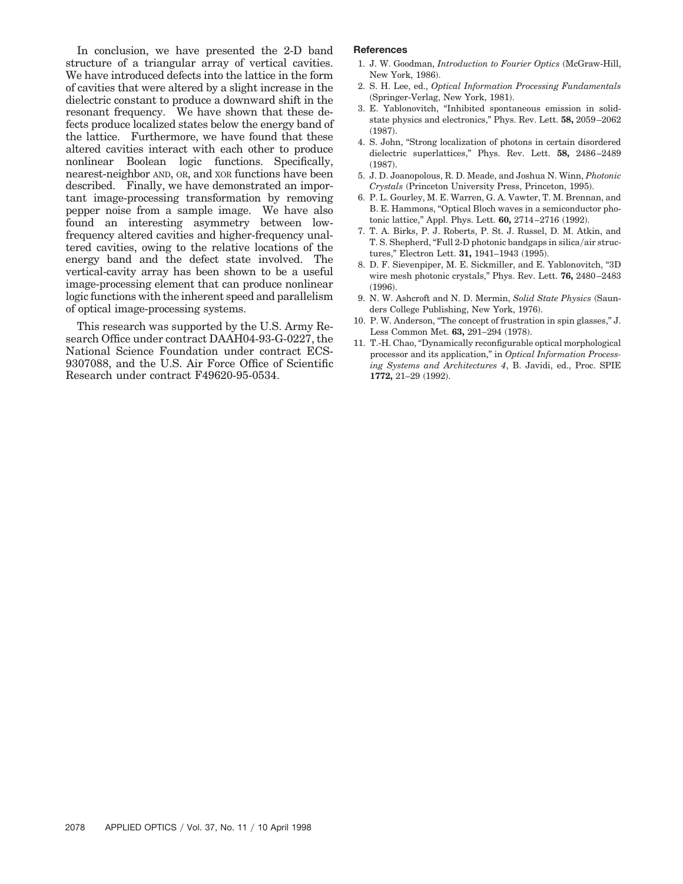In conclusion, we have presented the 2-D band structure of a triangular array of vertical cavities. We have introduced defects into the lattice in the form of cavities that were altered by a slight increase in the dielectric constant to produce a downward shift in the resonant frequency. We have shown that these defects produce localized states below the energy band of the lattice. Furthermore, we have found that these altered cavities interact with each other to produce nonlinear Boolean logic functions. Specifically, nearest-neighbor AND, OR, and XOR functions have been described. Finally, we have demonstrated an important image-processing transformation by removing pepper noise from a sample image. We have also found an interesting asymmetry between low-frequency altered cavities and higher-frequency unaltered cavities, owing to the relative locations of the energy band and the defect state involved. The vertical-cavity array has been shown to be a useful image-processing element that can produce nonlinear logic functions with the inherent speed and parallelism of optical image-processing systems.

This research was supported by the U.S. Army Research Office under contract DAAH04-93-G-0227, the National Science Foundation under contract ECS-9307088, and the U.S. Air Force Office of Scientific Research under contract F49620-95-0534.

## References

1. J. W. Goodman, *Introduction to Fourier Optics* (McGraw-Hill, New York, 1986).
2. S. H. Lee, ed., *Optical Information Processing Fundamentals* (Springer-Verlag, New York, 1981).
3. E. Yablonovitch, "Inhibited spontaneous emission in solid-state physics and electronics," Phys. Rev. Lett. **58,** 2059–2062 (1987).
4. S. John, "Strong localization of photons in certain disordered dielectric superlattices," Phys. Rev. Lett. **58,** 2486–2489 (1987).
5. J. D. Joanopolous, R. D. Meade, and Joshua N. Winn, *Photonic Crystals* (Princeton University Press, Princeton, 1995).
6. P. L. Gourley, M. E. Warren, G. A. Vawter, T. M. Brennan, and B. E. Hammons, "Optical Bloch waves in a semiconductor photonic lattice," Appl. Phys. Lett. **60,** 2714–2716 (1992).
7. T. A. Birks, P. J. Roberts, P. St. J. Russel, D. M. Atkin, and T. S. Shepherd, "Full 2-D photonic bandgaps in silica/air structures," Electron Lett. **31,** 1941–1943 (1995).
8. D. F. Sievenpiper, M. E. Sickmiller, and E. Yablonovitch, "3D wire mesh photonic crystals," Phys. Rev. Lett. **76,** 2480–2483 (1996).
9. N. W. Ashcroft and N. D. Mermin, *Solid State Physics* (Saunders College Publishing, New York, 1976).
10. P. W. Anderson, "The concept of frustration in spin glasses," J. Less Common Met. **63,** 291–294 (1978).
11. T.-H. Chao, "Dynamically reconfigurable optical morphological processor and its application," in *Optical Information Processing Systems and Architectures 4*, B. Javidi, ed., Proc. SPIE **1772,** 21–29 (1992).